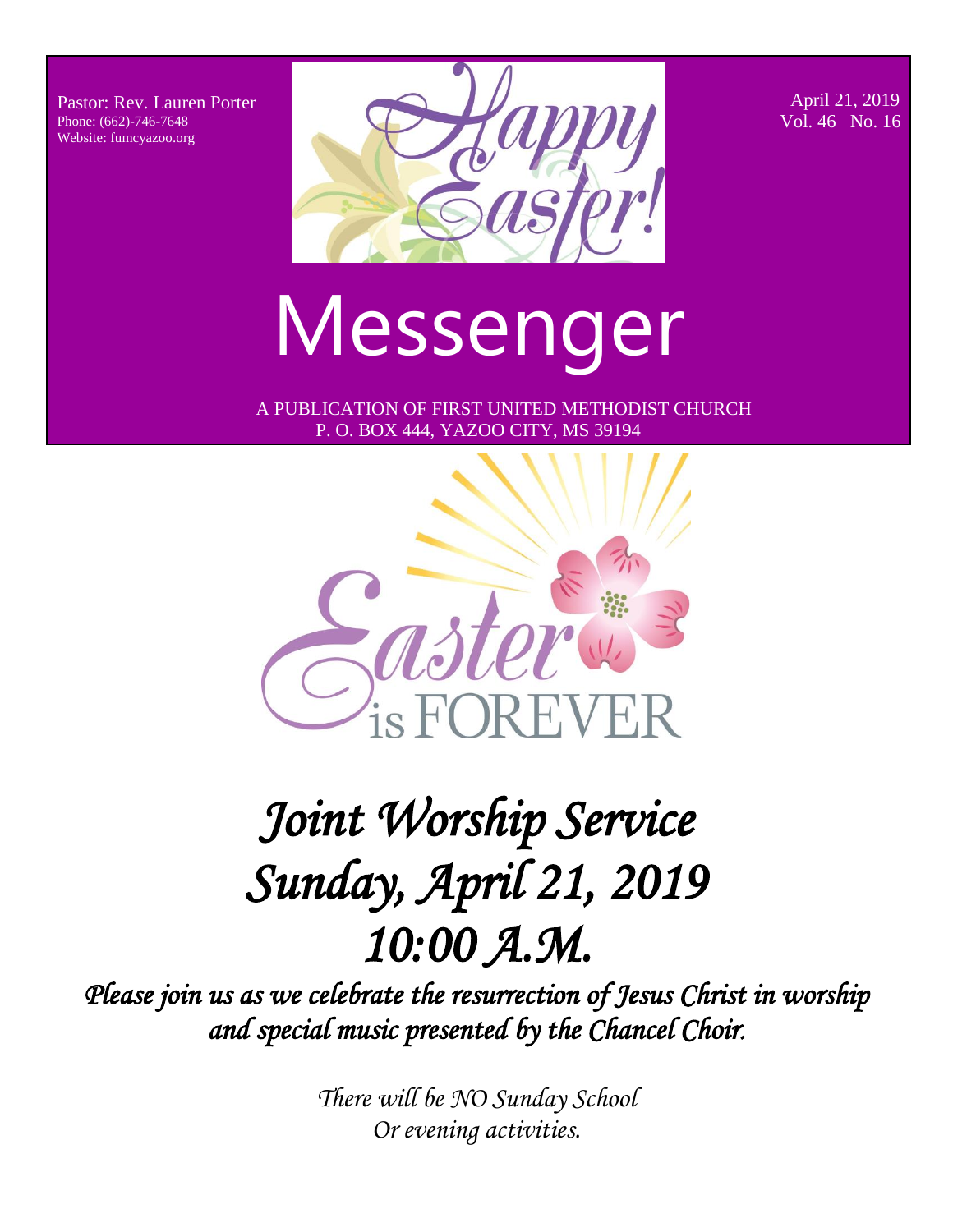Pastor: Rev. Lauren Porter
Phone: (662)-746-7648
Website: fumcyazoo.org

April 21, 2019
Vol. 46 No. 16

Happy Easter!

# Messenger

A PUBLICATION OF FIRST UNITED METHODIST CHURCH
P. O. BOX 444, YAZOO CITY, MS 39194

Easter is FOREVER

# *Joint Worship Service*
# *Sunday, April 21, 2019*
# *10:00 A.M.*

***Please join us as we celebrate the resurrection of Jesus Christ in worship and special music presented by the Chancel Choir.***

*There will be NO Sunday School*
*Or evening activities.*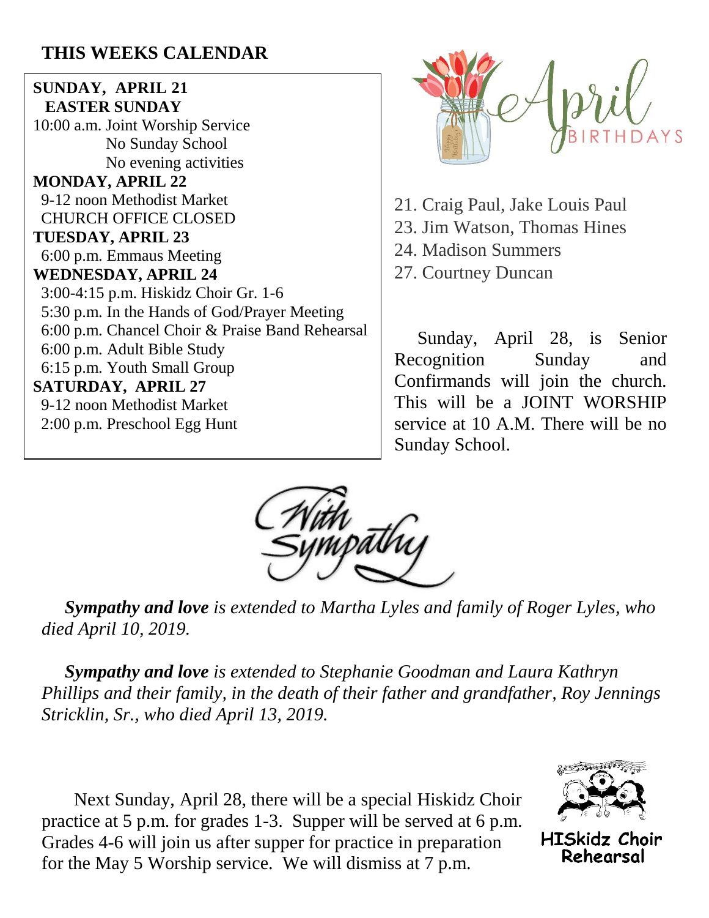## THIS WEEKS CALENDAR

**SUNDAY, APRIL 21**
**EASTER SUNDAY**
10:00 a.m. Joint Worship Service
No Sunday School
No evening activities

**MONDAY, APRIL 22**
9-12 noon Methodist Market
CHURCH OFFICE CLOSED

**TUESDAY, APRIL 23**
6:00 p.m. Emmaus Meeting

**WEDNESDAY, APRIL 24**
3:00-4:15 p.m. Hiskidz Choir Gr. 1-6
5:30 p.m. In the Hands of God/Prayer Meeting
6:00 p.m. Chancel Choir & Praise Band Rehearsal
6:00 p.m. Adult Bible Study
6:15 p.m. Youth Small Group

**SATURDAY, APRIL 27**
9-12 noon Methodist Market
2:00 p.m. Preschool Egg Hunt

## April BIRTHDAYS

21. Craig Paul, Jake Louis Paul
23. Jim Watson, Thomas Hines
24. Madison Summers
27. Courtney Duncan

Sunday, April 28, is Senior Recognition Sunday and Confirmands will join the church. This will be a JOINT WORSHIP service at 10 A.M. There will be no Sunday School.

## With Sympathy

***Sympathy and love*** *is extended to Martha Lyles and family of Roger Lyles, who died April 10, 2019.*

***Sympathy and love*** *is extended to Stephanie Goodman and Laura Kathryn Phillips and their family, in the death of their father and grandfather, Roy Jennings Stricklin, Sr., who died April 13, 2019.*

## HISkidz Choir Rehearsal

Next Sunday, April 28, there will be a special Hiskidz Choir practice at 5 p.m. for grades 1-3. Supper will be served at 6 p.m. Grades 4-6 will join us after supper for practice in preparation for the May 5 Worship service. We will dismiss at 7 p.m.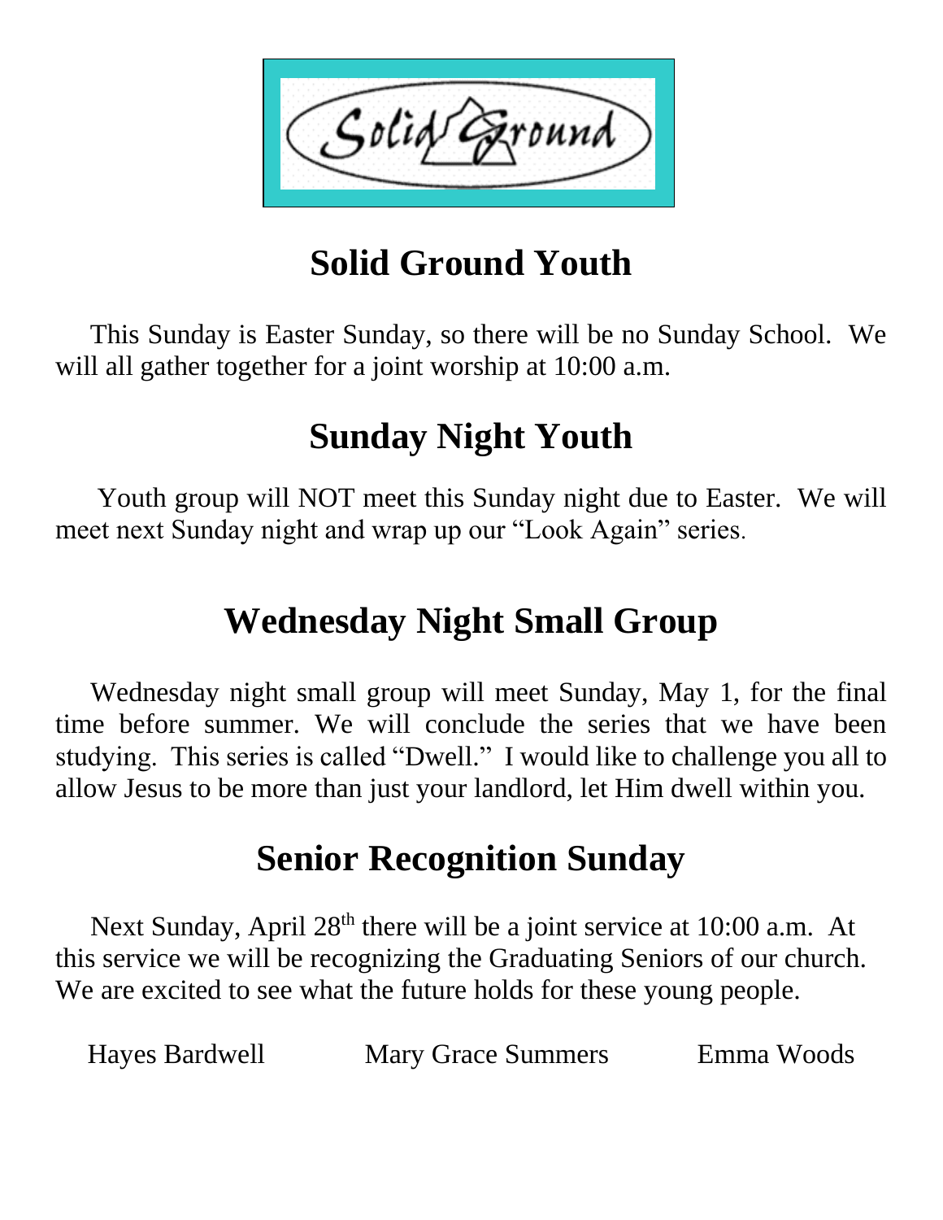Solid Ground

# Solid Ground Youth

This Sunday is Easter Sunday, so there will be no Sunday School. We will all gather together for a joint worship at 10:00 a.m.

# Sunday Night Youth

Youth group will NOT meet this Sunday night due to Easter. We will meet next Sunday night and wrap up our "Look Again" series.

# Wednesday Night Small Group

Wednesday night small group will meet Sunday, May 1, for the final time before summer. We will conclude the series that we have been studying. This series is called "Dwell." I would like to challenge you all to allow Jesus to be more than just your landlord, let Him dwell within you.

# Senior Recognition Sunday

Next Sunday, April 28th there will be a joint service at 10:00 a.m. At this service we will be recognizing the Graduating Seniors of our church. We are excited to see what the future holds for these young people.

Hayes Bardwell    Mary Grace Summers    Emma Woods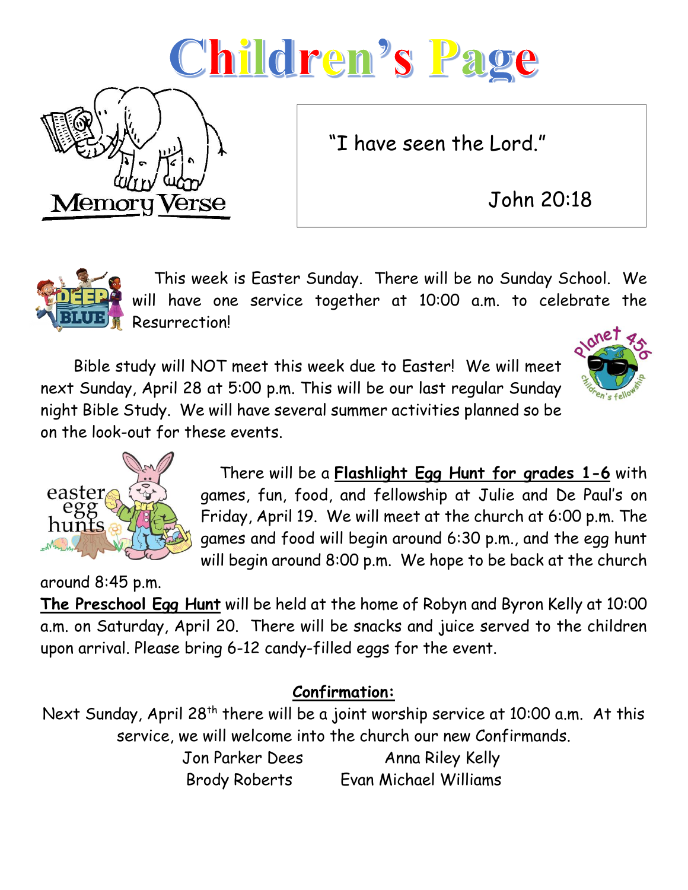# Children's Page

Memory Verse

"I have seen the Lord."

John 20:18

This week is Easter Sunday. There will be no Sunday School. We will have one service together at 10:00 a.m. to celebrate the Resurrection!

Bible study will NOT meet this week due to Easter! We will meet next Sunday, April 28 at 5:00 p.m. This will be our last regular Sunday night Bible Study. We will have several summer activities planned so be on the look-out for these events.

There will be a **Flashlight Egg Hunt for grades 1-6** with games, fun, food, and fellowship at Julie and De Paul's on Friday, April 19. We will meet at the church at 6:00 p.m. The games and food will begin around 6:30 p.m., and the egg hunt will begin around 8:00 p.m. We hope to be back at the church around 8:45 p.m.

**The Preschool Egg Hunt** will be held at the home of Robyn and Byron Kelly at 10:00 a.m. on Saturday, April 20. There will be snacks and juice served to the children upon arrival. Please bring 6-12 candy-filled eggs for the event.

## Confirmation:

Next Sunday, April 28th there will be a joint worship service at 10:00 a.m. At this service, we will welcome into the church our new Confirmands.

Jon Parker Dees — Anna Riley Kelly
Brody Roberts — Evan Michael Williams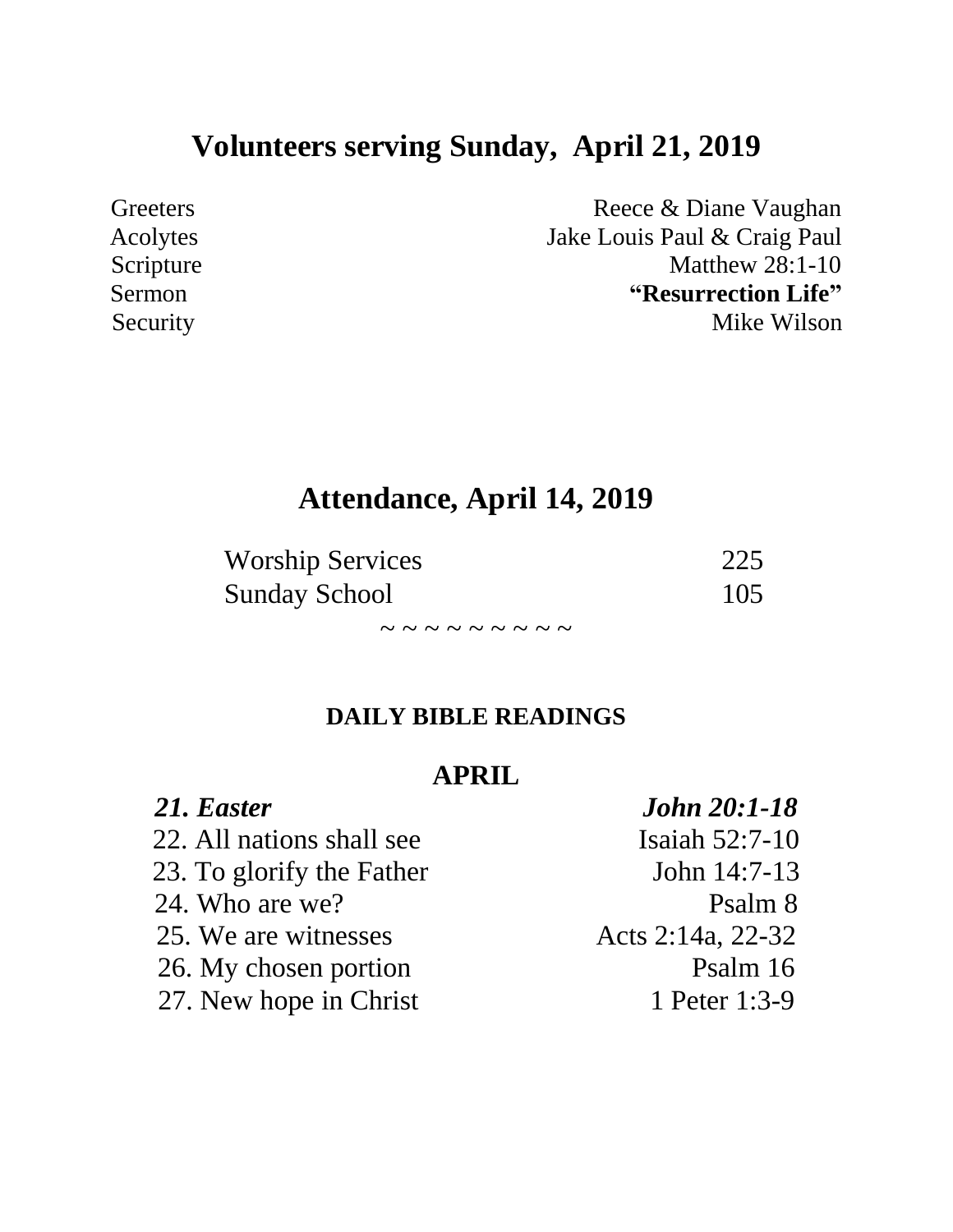## Volunteers serving Sunday, April 21, 2019

| | |
|---|---|
| Greeters | Reece & Diane Vaughan |
| Acolytes | Jake Louis Paul & Craig Paul |
| Scripture | Matthew 28:1-10 |
| Sermon | **“Resurrection Life”** |
| Security | Mike Wilson |

## Attendance, April 14, 2019

| | |
|---|---|
| Worship Services | 225 |
| Sunday School | 105 |

~ ~ ~ ~ ~ ~ ~ ~ ~ ~

### DAILY BIBLE READINGS

### APRIL

| | |
|---|---|
| ***21. Easter*** | ***John 20:1-18*** |
| 22. All nations shall see | Isaiah 52:7-10 |
| 23. To glorify the Father | John 14:7-13 |
| 24. Who are we? | Psalm 8 |
| 25. We are witnesses | Acts 2:14a, 22-32 |
| 26. My chosen portion | Psalm 16 |
| 27. New hope in Christ | 1 Peter 1:3-9 |